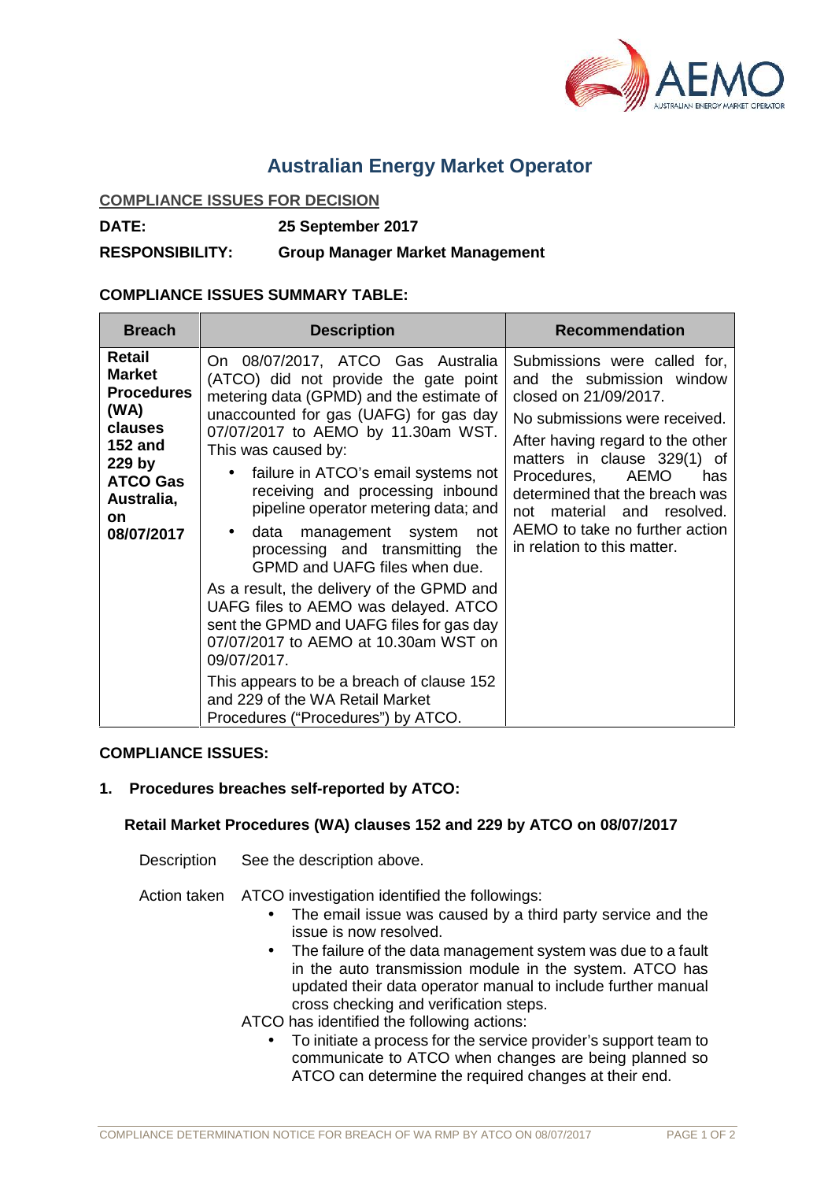# Australian Energy Market Operator

**COMPLIANCE ISSUES FOR DECISION**

**DATE:** **25 September 2017**

**RESPONSIBILITY:** **Group Manager Market Management**

**COMPLIANCE ISSUES SUMMARY TABLE:**

| Breach | Description | Recommendation |
|---|---|---|
| **Retail Market Procedures (WA) clauses 152 and 229 by ATCO Gas Australia, on 08/07/2017** | On 08/07/2017, ATCO Gas Australia (ATCO) did not provide the gate point metering data (GPMD) and the estimate of unaccounted for gas (UAFG) for gas day 07/07/2017 to AEMO by 11.30am WST. This was caused by:<br>• failure in ATCO's email systems not receiving and processing inbound pipeline operator metering data; and<br>• data management system not processing and transmitting the GPMD and UAFG files when due.<br>As a result, the delivery of the GPMD and UAFG files to AEMO was delayed. ATCO sent the GPMD and UAFG files for gas day 07/07/2017 to AEMO at 10.30am WST on 09/07/2017.<br>This appears to be a breach of clause 152 and 229 of the WA Retail Market Procedures ("Procedures") by ATCO. | Submissions were called for, and the submission window closed on 21/09/2017.<br>No submissions were received.<br>After having regard to the other matters in clause 329(1) of Procedures, AEMO has determined that the breach was not material and resolved. AEMO to take no further action in relation to this matter. |

**COMPLIANCE ISSUES:**

**1. Procedures breaches self-reported by ATCO:**

**Retail Market Procedures (WA) clauses 152 and 229 by ATCO on 08/07/2017**

Description: See the description above.

Action taken: ATCO investigation identified the followings:

- The email issue was caused by a third party service and the issue is now resolved.
- The failure of the data management system was due to a fault in the auto transmission module in the system. ATCO has updated their data operator manual to include further manual cross checking and verification steps.

ATCO has identified the following actions:

- To initiate a process for the service provider's support team to communicate to ATCO when changes are being planned so ATCO can determine the required changes at their end.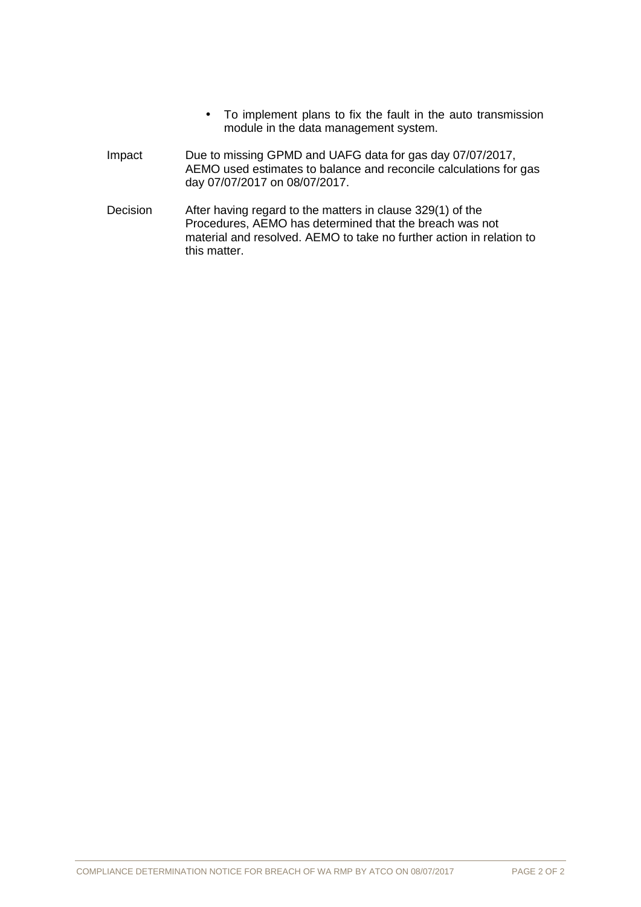- To implement plans to fix the fault in the auto transmission module in the data management system.

| | |
|---|---|
| Impact | Due to missing GPMD and UAFG data for gas day 07/07/2017, AEMO used estimates to balance and reconcile calculations for gas day 07/07/2017 on 08/07/2017. |
| Decision | After having regard to the matters in clause 329(1) of the Procedures, AEMO has determined that the breach was not material and resolved. AEMO to take no further action in relation to this matter. |